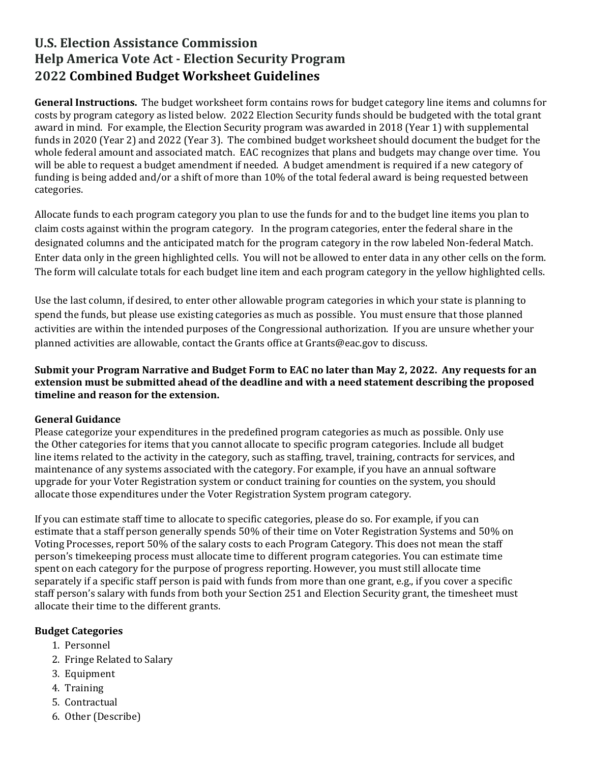# U.S. Election Assistance Commission
# Help America Vote Act - Election Security Program
# 2022 Combined Budget Worksheet Guidelines

**General Instructions.** The budget worksheet form contains rows for budget category line items and columns for costs by program category as listed below. 2022 Election Security funds should be budgeted with the total grant award in mind. For example, the Election Security program was awarded in 2018 (Year 1) with supplemental funds in 2020 (Year 2) and 2022 (Year 3). The combined budget worksheet should document the budget for the whole federal amount and associated match. EAC recognizes that plans and budgets may change over time. You will be able to request a budget amendment if needed. A budget amendment is required if a new category of funding is being added and/or a shift of more than 10% of the total federal award is being requested between categories.

Allocate funds to each program category you plan to use the funds for and to the budget line items you plan to claim costs against within the program category. In the program categories, enter the federal share in the designated columns and the anticipated match for the program category in the row labeled Non-federal Match. Enter data only in the green highlighted cells. You will not be allowed to enter data in any other cells on the form. The form will calculate totals for each budget line item and each program category in the yellow highlighted cells.

Use the last column, if desired, to enter other allowable program categories in which your state is planning to spend the funds, but please use existing categories as much as possible. You must ensure that those planned activities are within the intended purposes of the Congressional authorization. If you are unsure whether your planned activities are allowable, contact the Grants office at Grants@eac.gov to discuss.

**Submit your Program Narrative and Budget Form to EAC no later than May 2, 2022. Any requests for an extension must be submitted ahead of the deadline and with a need statement describing the proposed timeline and reason for the extension.**

### General Guidance

Please categorize your expenditures in the predefined program categories as much as possible. Only use the Other categories for items that you cannot allocate to specific program categories. Include all budget line items related to the activity in the category, such as staffing, travel, training, contracts for services, and maintenance of any systems associated with the category. For example, if you have an annual software upgrade for your Voter Registration system or conduct training for counties on the system, you should allocate those expenditures under the Voter Registration System program category.

If you can estimate staff time to allocate to specific categories, please do so. For example, if you can estimate that a staff person generally spends 50% of their time on Voter Registration Systems and 50% on Voting Processes, report 50% of the salary costs to each Program Category. This does not mean the staff person's timekeeping process must allocate time to different program categories. You can estimate time spent on each category for the purpose of progress reporting. However, you must still allocate time separately if a specific staff person is paid with funds from more than one grant, e.g., if you cover a specific staff person's salary with funds from both your Section 251 and Election Security grant, the timesheet must allocate their time to the different grants.

### Budget Categories

1. Personnel
2. Fringe Related to Salary
3. Equipment
4. Training
5. Contractual
6. Other (Describe)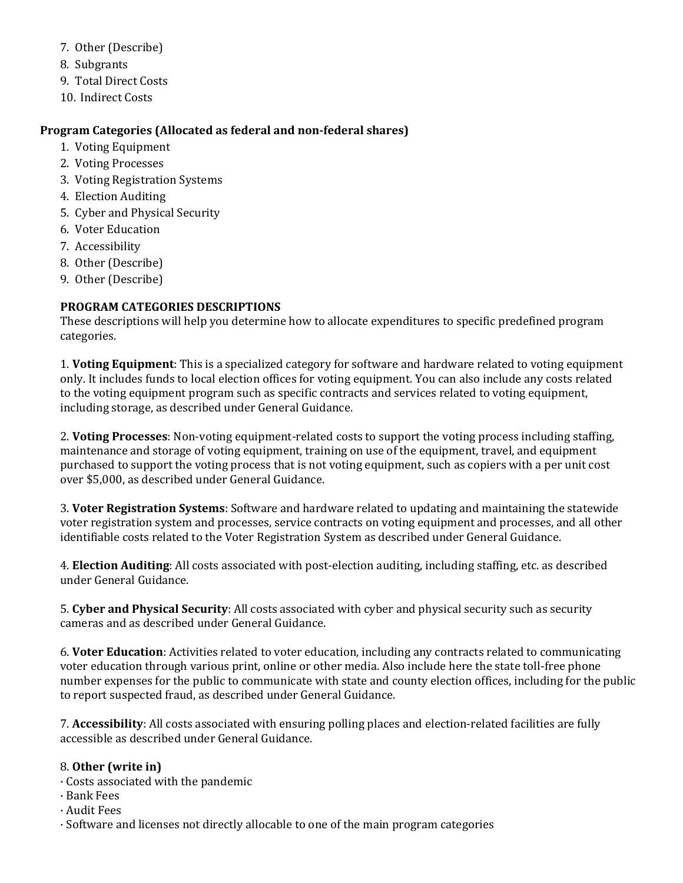7. Other (Describe)
8. Subgrants
9. Total Direct Costs
10. Indirect Costs

**Program Categories (Allocated as federal and non-federal shares)**

1. Voting Equipment
2. Voting Processes
3. Voting Registration Systems
4. Election Auditing
5. Cyber and Physical Security
6. Voter Education
7. Accessibility
8. Other (Describe)
9. Other (Describe)

**PROGRAM CATEGORIES DESCRIPTIONS**

These descriptions will help you determine how to allocate expenditures to specific predefined program categories.

1. **Voting Equipment**: This is a specialized category for software and hardware related to voting equipment only. It includes funds to local election offices for voting equipment. You can also include any costs related to the voting equipment program such as specific contracts and services related to voting equipment, including storage, as described under General Guidance.

2. **Voting Processes**: Non-voting equipment-related costs to support the voting process including staffing, maintenance and storage of voting equipment, training on use of the equipment, travel, and equipment purchased to support the voting process that is not voting equipment, such as copiers with a per unit cost over $5,000, as described under General Guidance.

3. **Voter Registration Systems**: Software and hardware related to updating and maintaining the statewide voter registration system and processes, service contracts on voting equipment and processes, and all other identifiable costs related to the Voter Registration System as described under General Guidance.

4. **Election Auditing**: All costs associated with post-election auditing, including staffing, etc. as described under General Guidance.

5. **Cyber and Physical Security**: All costs associated with cyber and physical security such as security cameras and as described under General Guidance.

6. **Voter Education**: Activities related to voter education, including any contracts related to communicating voter education through various print, online or other media. Also include here the state toll-free phone number expenses for the public to communicate with state and county election offices, including for the public to report suspected fraud, as described under General Guidance.

7. **Accessibility**: All costs associated with ensuring polling places and election-related facilities are fully accessible as described under General Guidance.

8. **Other (write in)**

- Costs associated with the pandemic
- Bank Fees
- Audit Fees
- Software and licenses not directly allocable to one of the main program categories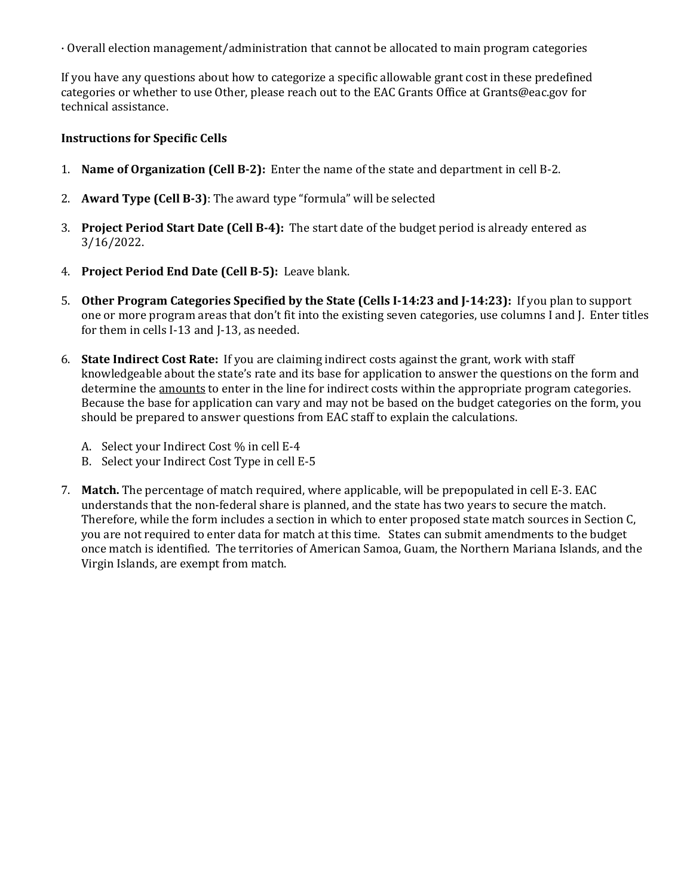· Overall election management/administration that cannot be allocated to main program categories

If you have any questions about how to categorize a specific allowable grant cost in these predefined categories or whether to use Other, please reach out to the EAC Grants Office at Grants@eac.gov for technical assistance.

**Instructions for Specific Cells**

1. **Name of Organization (Cell B-2):** Enter the name of the state and department in cell B-2.

2. **Award Type (Cell B-3)**: The award type "formula" will be selected

3. **Project Period Start Date (Cell B-4):** The start date of the budget period is already entered as 3/16/2022.

4. **Project Period End Date (Cell B-5):** Leave blank.

5. **Other Program Categories Specified by the State (Cells I-14:23 and J-14:23):** If you plan to support one or more program areas that don't fit into the existing seven categories, use columns I and J. Enter titles for them in cells I-13 and J-13, as needed.

6. **State Indirect Cost Rate:** If you are claiming indirect costs against the grant, work with staff knowledgeable about the state's rate and its base for application to answer the questions on the form and determine the <u>amounts</u> to enter in the line for indirect costs within the appropriate program categories. Because the base for application can vary and may not be based on the budget categories on the form, you should be prepared to answer questions from EAC staff to explain the calculations.

   A. Select your Indirect Cost % in cell E-4
   B. Select your Indirect Cost Type in cell E-5

7. **Match.** The percentage of match required, where applicable, will be prepopulated in cell E-3. EAC understands that the non-federal share is planned, and the state has two years to secure the match. Therefore, while the form includes a section in which to enter proposed state match sources in Section C, you are not required to enter data for match at this time. States can submit amendments to the budget once match is identified. The territories of American Samoa, Guam, the Northern Mariana Islands, and the Virgin Islands, are exempt from match.